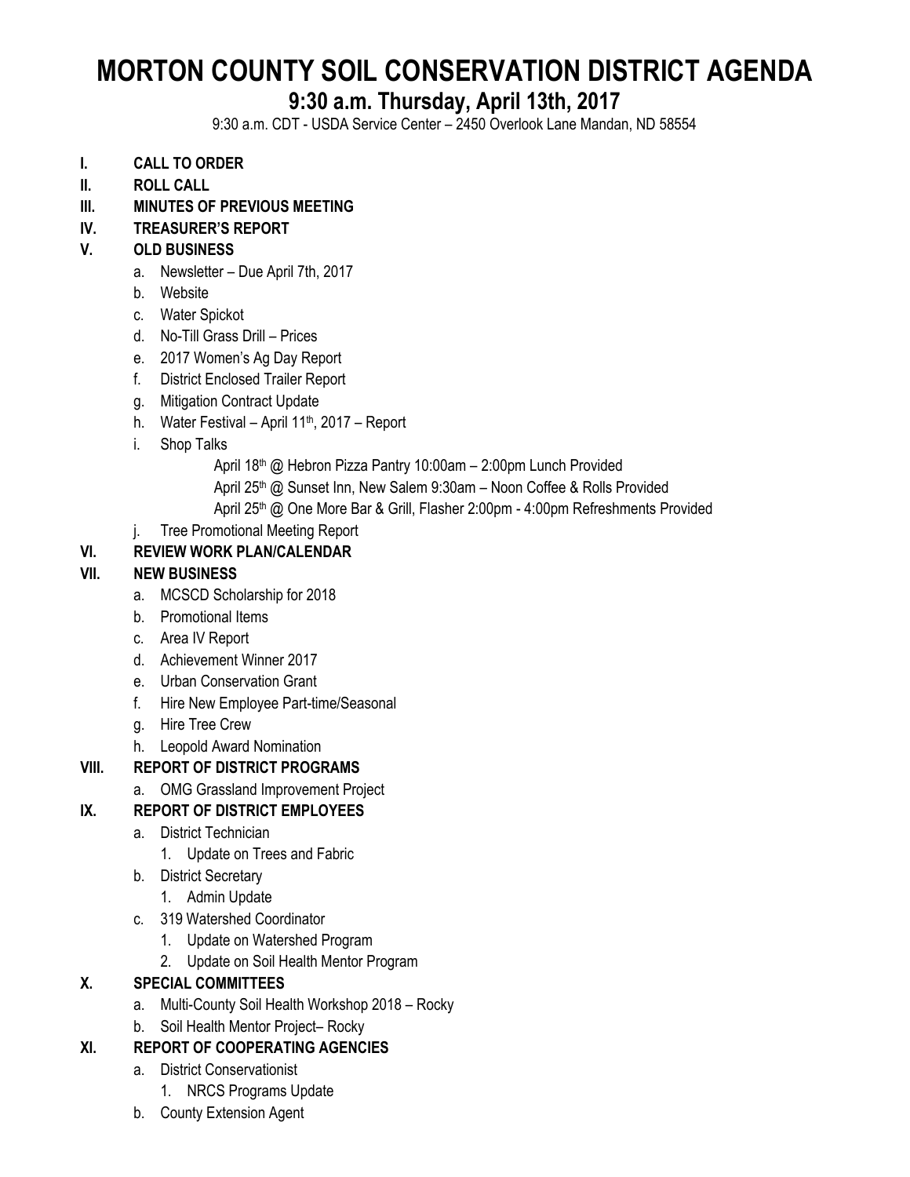# MORTON COUNTY SOIL CONSERVATION DISTRICT AGENDA

## 9:30 a.m. Thursday, April 13th, 2017

9:30 a.m. CDT - USDA Service Center – 2450 Overlook Lane Mandan, ND 58554

**I. CALL TO ORDER**

**II. ROLL CALL**

**III. MINUTES OF PREVIOUS MEETING**

**IV. TREASURER'S REPORT**

**V. OLD BUSINESS**

- a. Newsletter – Due April 7th, 2017
- b. Website
- c. Water Spickot
- d. No-Till Grass Drill – Prices
- e. 2017 Women's Ag Day Report
- f. District Enclosed Trailer Report
- g. Mitigation Contract Update
- h. Water Festival – April 11th, 2017 – Report
- i. Shop Talks
  - April 18th @ Hebron Pizza Pantry 10:00am – 2:00pm Lunch Provided
  - April 25th @ Sunset Inn, New Salem 9:30am – Noon Coffee & Rolls Provided
  - April 25th @ One More Bar & Grill, Flasher 2:00pm - 4:00pm Refreshments Provided
- j. Tree Promotional Meeting Report

**VI. REVIEW WORK PLAN/CALENDAR**

**VII. NEW BUSINESS**

- a. MCSCD Scholarship for 2018
- b. Promotional Items
- c. Area IV Report
- d. Achievement Winner 2017
- e. Urban Conservation Grant
- f. Hire New Employee Part-time/Seasonal
- g. Hire Tree Crew
- h. Leopold Award Nomination

**VIII. REPORT OF DISTRICT PROGRAMS**

- a. OMG Grassland Improvement Project

**IX. REPORT OF DISTRICT EMPLOYEES**

- a. District Technician
  1. Update on Trees and Fabric
- b. District Secretary
  1. Admin Update
- c. 319 Watershed Coordinator
  1. Update on Watershed Program
  2. Update on Soil Health Mentor Program

**X. SPECIAL COMMITTEES**

- a. Multi-County Soil Health Workshop 2018 – Rocky
- b. Soil Health Mentor Project– Rocky

**XI. REPORT OF COOPERATING AGENCIES**

- a. District Conservationist
  1. NRCS Programs Update
- b. County Extension Agent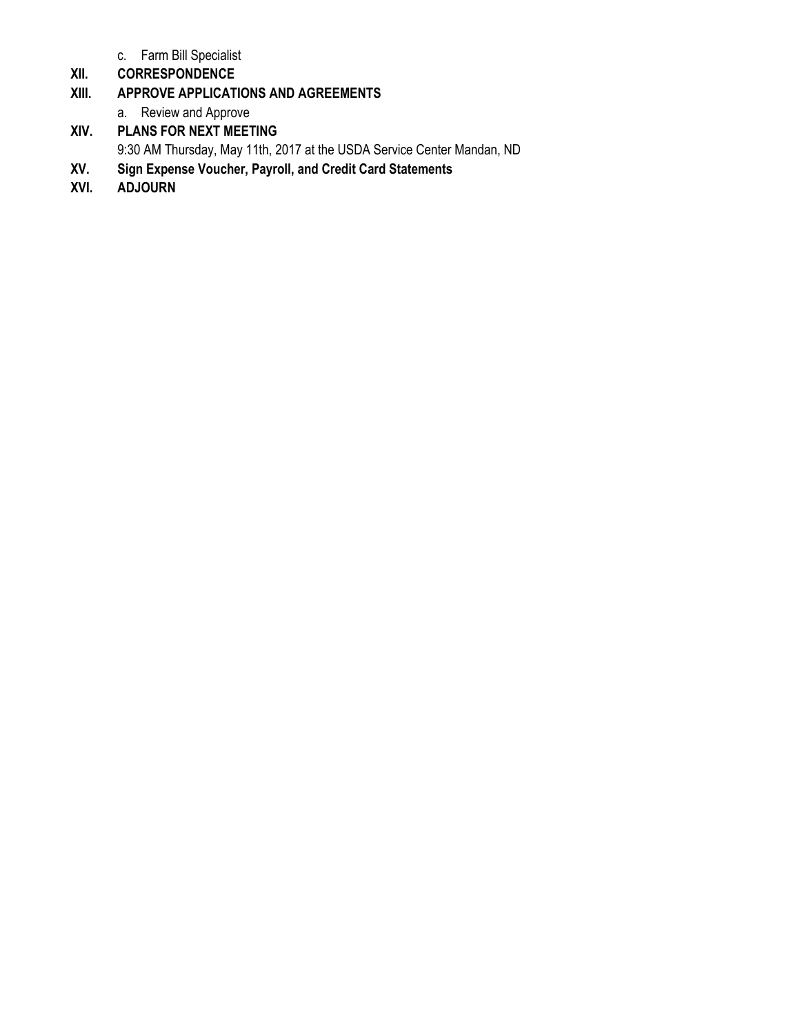c. Farm Bill Specialist

**XII. CORRESPONDENCE**

**XIII. APPROVE APPLICATIONS AND AGREEMENTS**

a. Review and Approve

**XIV. PLANS FOR NEXT MEETING**

9:30 AM Thursday, May 11th, 2017 at the USDA Service Center Mandan, ND

**XV. Sign Expense Voucher, Payroll, and Credit Card Statements**

**XVI. ADJOURN**